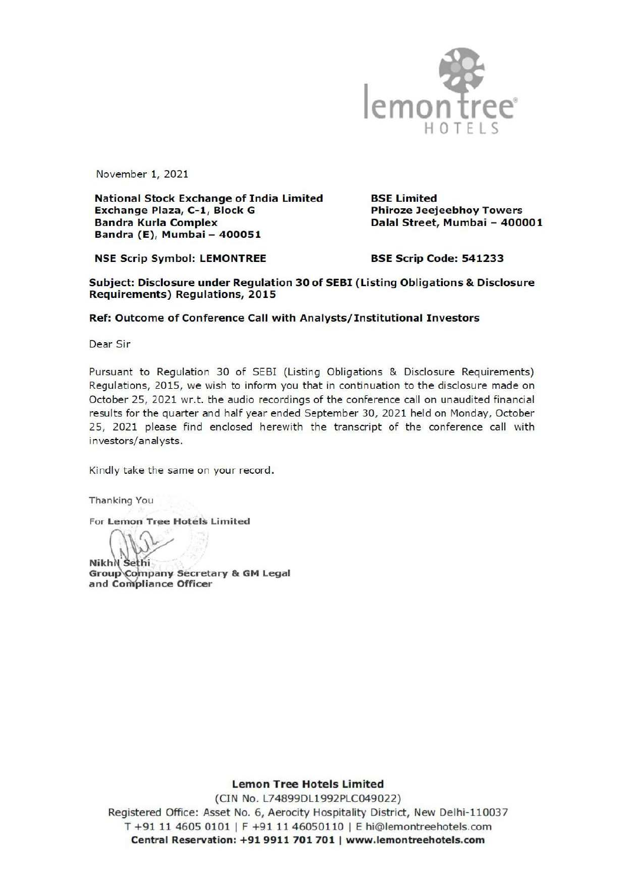November 1, 2021

**National Stock Exchange of India Limited**
**Exchange Plaza, C-1, Block G**
**Bandra Kurla Complex**
**Bandra (E), Mumbai – 400051**

**BSE Limited**
**Phiroze Jeejeebhoy Towers**
**Dalal Street, Mumbai – 400001**

**NSE Scrip Symbol: LEMONTREE**

**BSE Scrip Code: 541233**

**Subject: Disclosure under Regulation 30 of SEBI (Listing Obligations & Disclosure Requirements) Regulations, 2015**

**Ref: Outcome of Conference Call with Analysts/Institutional Investors**

Dear Sir

Pursuant to Regulation 30 of SEBI (Listing Obligations & Disclosure Requirements) Regulations, 2015, we wish to inform you that in continuation to the disclosure made on October 25, 2021 wr.t. the audio recordings of the conference call on unaudited financial results for the quarter and half year ended September 30, 2021 held on Monday, October 25, 2021 please find enclosed herewith the transcript of the conference call with investors/analysts.

Kindly take the same on your record.

Thanking You

For **Lemon Tree Hotels Limited**

**Nikhil Sethi**
**Group Company Secretary & GM Legal and Compliance Officer**

**Lemon Tree Hotels Limited**
(CIN No. L74899DL1992PLC049022)
Registered Office: Asset No. 6, Aerocity Hospitality District, New Delhi-110037
T +91 11 4605 0101 | F +91 11 46050110 | E hi@lemontreehotels.com
**Central Reservation: +91 9911 701 701 | www.lemontreehotels.com**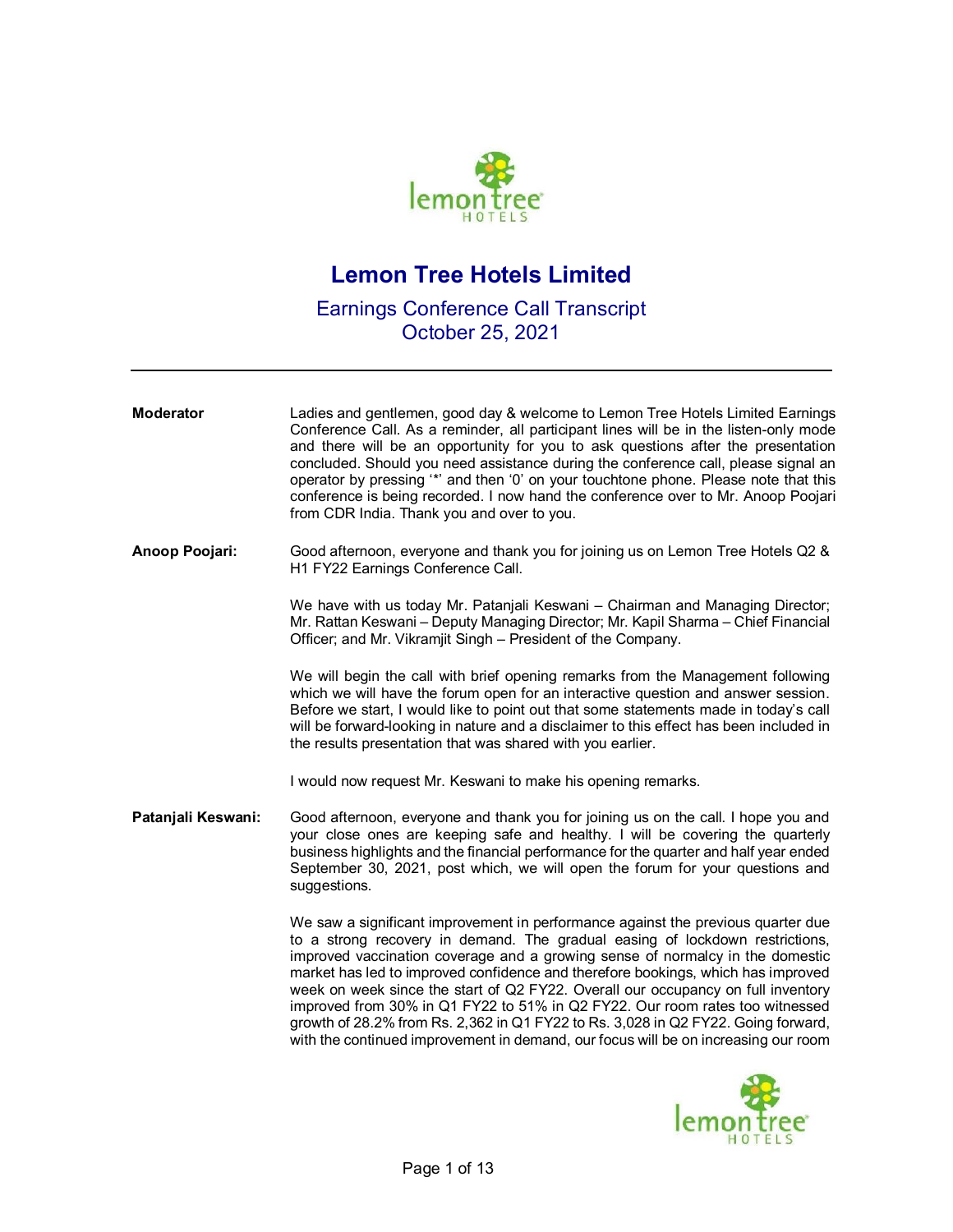# Lemon Tree Hotels Limited

Earnings Conference Call Transcript
October 25, 2021

---

**Moderator**: Ladies and gentlemen, good day & welcome to Lemon Tree Hotels Limited Earnings Conference Call. As a reminder, all participant lines will be in the listen-only mode and there will be an opportunity for you to ask questions after the presentation concluded. Should you need assistance during the conference call, please signal an operator by pressing '*' and then '0' on your touchtone phone. Please note that this conference is being recorded. I now hand the conference over to Mr. Anoop Poojari from CDR India. Thank you and over to you.

**Anoop Poojari:** Good afternoon, everyone and thank you for joining us on Lemon Tree Hotels Q2 & H1 FY22 Earnings Conference Call.

We have with us today Mr. Patanjali Keswani – Chairman and Managing Director; Mr. Rattan Keswani – Deputy Managing Director; Mr. Kapil Sharma – Chief Financial Officer; and Mr. Vikramjit Singh – President of the Company.

We will begin the call with brief opening remarks from the Management following which we will have the forum open for an interactive question and answer session. Before we start, I would like to point out that some statements made in today's call will be forward-looking in nature and a disclaimer to this effect has been included in the results presentation that was shared with you earlier.

I would now request Mr. Keswani to make his opening remarks.

**Patanjali Keswani:** Good afternoon, everyone and thank you for joining us on the call. I hope you and your close ones are keeping safe and healthy. I will be covering the quarterly business highlights and the financial performance for the quarter and half year ended September 30, 2021, post which, we will open the forum for your questions and suggestions.

We saw a significant improvement in performance against the previous quarter due to a strong recovery in demand. The gradual easing of lockdown restrictions, improved vaccination coverage and a growing sense of normalcy in the domestic market has led to improved confidence and therefore bookings, which has improved week on week since the start of Q2 FY22. Overall our occupancy on full inventory improved from 30% in Q1 FY22 to 51% in Q2 FY22. Our room rates too witnessed growth of 28.2% from Rs. 2,362 in Q1 FY22 to Rs. 3,028 in Q2 FY22. Going forward, with the continued improvement in demand, our focus will be on increasing our room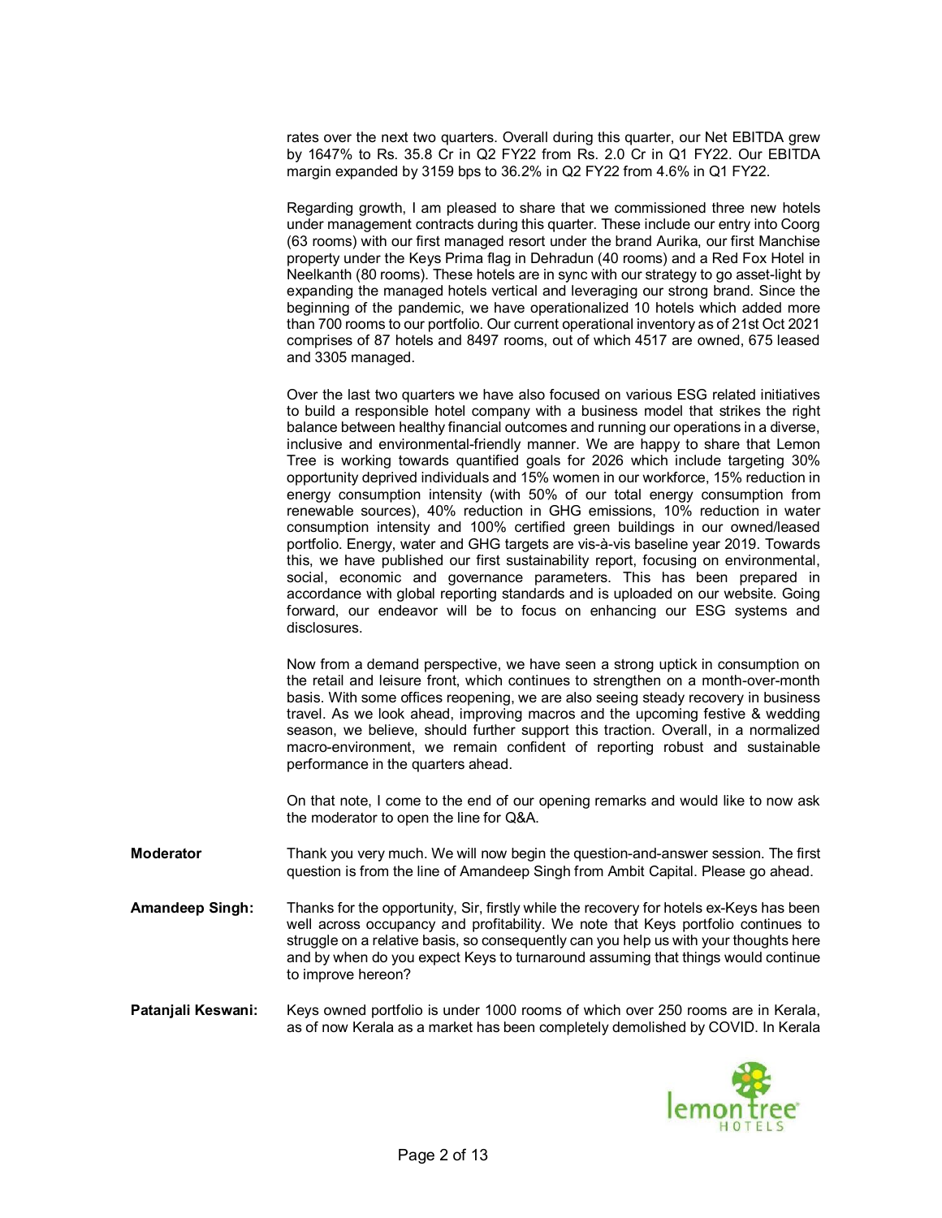rates over the next two quarters. Overall during this quarter, our Net EBITDA grew by 1647% to Rs. 35.8 Cr in Q2 FY22 from Rs. 2.0 Cr in Q1 FY22. Our EBITDA margin expanded by 3159 bps to 36.2% in Q2 FY22 from 4.6% in Q1 FY22.

Regarding growth, I am pleased to share that we commissioned three new hotels under management contracts during this quarter. These include our entry into Coorg (63 rooms) with our first managed resort under the brand Aurika, our first Manchise property under the Keys Prima flag in Dehradun (40 rooms) and a Red Fox Hotel in Neelkanth (80 rooms). These hotels are in sync with our strategy to go asset-light by expanding the managed hotels vertical and leveraging our strong brand. Since the beginning of the pandemic, we have operationalized 10 hotels which added more than 700 rooms to our portfolio. Our current operational inventory as of 21st Oct 2021 comprises of 87 hotels and 8497 rooms, out of which 4517 are owned, 675 leased and 3305 managed.

Over the last two quarters we have also focused on various ESG related initiatives to build a responsible hotel company with a business model that strikes the right balance between healthy financial outcomes and running our operations in a diverse, inclusive and environmental-friendly manner. We are happy to share that Lemon Tree is working towards quantified goals for 2026 which include targeting 30% opportunity deprived individuals and 15% women in our workforce, 15% reduction in energy consumption intensity (with 50% of our total energy consumption from renewable sources), 40% reduction in GHG emissions, 10% reduction in water consumption intensity and 100% certified green buildings in our owned/leased portfolio. Energy, water and GHG targets are vis-à-vis baseline year 2019. Towards this, we have published our first sustainability report, focusing on environmental, social, economic and governance parameters. This has been prepared in accordance with global reporting standards and is uploaded on our website. Going forward, our endeavor will be to focus on enhancing our ESG systems and disclosures.

Now from a demand perspective, we have seen a strong uptick in consumption on the retail and leisure front, which continues to strengthen on a month-over-month basis. With some offices reopening, we are also seeing steady recovery in business travel. As we look ahead, improving macros and the upcoming festive & wedding season, we believe, should further support this traction. Overall, in a normalized macro-environment, we remain confident of reporting robust and sustainable performance in the quarters ahead.

On that note, I come to the end of our opening remarks and would like to now ask the moderator to open the line for Q&A.

**Moderator** Thank you very much. We will now begin the question-and-answer session. The first question is from the line of Amandeep Singh from Ambit Capital. Please go ahead.

**Amandeep Singh:** Thanks for the opportunity, Sir, firstly while the recovery for hotels ex-Keys has been well across occupancy and profitability. We note that Keys portfolio continues to struggle on a relative basis, so consequently can you help us with your thoughts here and by when do you expect Keys to turnaround assuming that things would continue to improve hereon?

**Patanjali Keswani:** Keys owned portfolio is under 1000 rooms of which over 250 rooms are in Kerala, as of now Kerala as a market has been completely demolished by COVID. In Kerala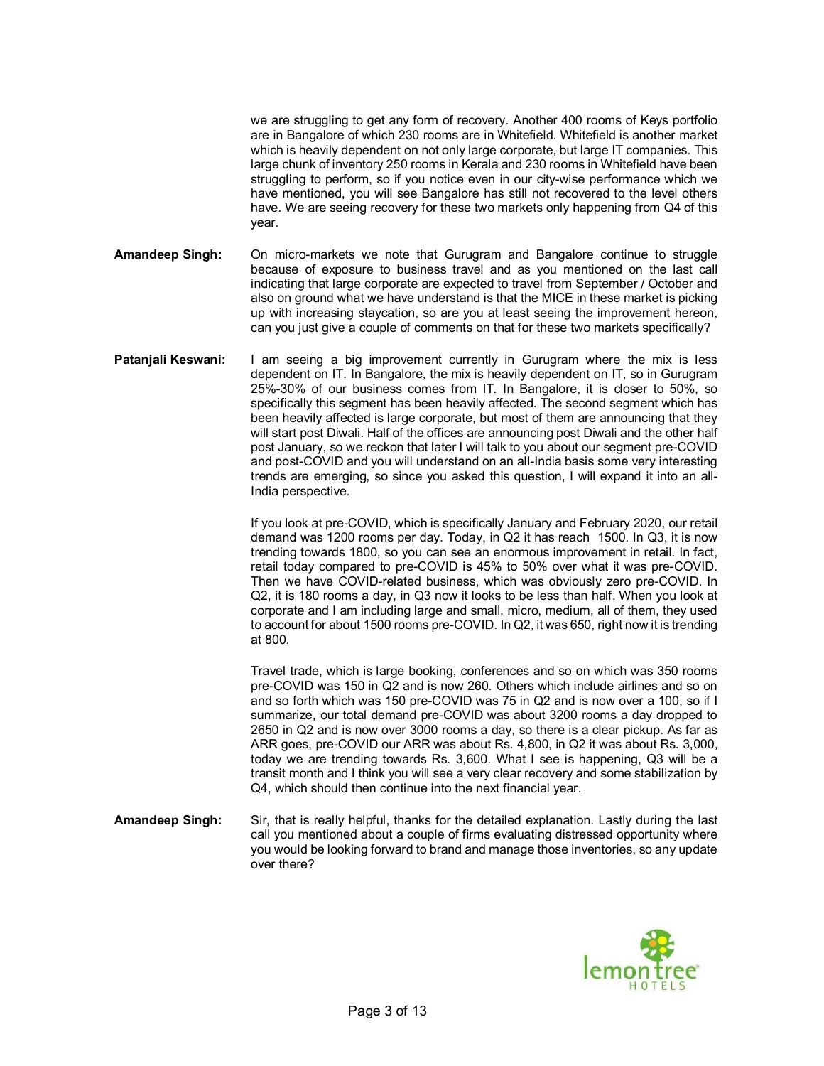we are struggling to get any form of recovery. Another 400 rooms of Keys portfolio are in Bangalore of which 230 rooms are in Whitefield. Whitefield is another market which is heavily dependent on not only large corporate, but large IT companies. This large chunk of inventory 250 rooms in Kerala and 230 rooms in Whitefield have been struggling to perform, so if you notice even in our city-wise performance which we have mentioned, you will see Bangalore has still not recovered to the level others have. We are seeing recovery for these two markets only happening from Q4 of this year.

**Amandeep Singh:** On micro-markets we note that Gurugram and Bangalore continue to struggle because of exposure to business travel and as you mentioned on the last call indicating that large corporate are expected to travel from September / October and also on ground what we have understand is that the MICE in these market is picking up with increasing staycation, so are you at least seeing the improvement hereon, can you just give a couple of comments on that for these two markets specifically?

**Patanjali Keswani:** I am seeing a big improvement currently in Gurugram where the mix is less dependent on IT. In Bangalore, the mix is heavily dependent on IT, so in Gurugram 25%-30% of our business comes from IT. In Bangalore, it is closer to 50%, so specifically this segment has been heavily affected. The second segment which has been heavily affected is large corporate, but most of them are announcing that they will start post Diwali. Half of the offices are announcing post Diwali and the other half post January, so we reckon that later I will talk to you about our segment pre-COVID and post-COVID and you will understand on an all-India basis some very interesting trends are emerging, so since you asked this question, I will expand it into an all-India perspective.

If you look at pre-COVID, which is specifically January and February 2020, our retail demand was 1200 rooms per day. Today, in Q2 it has reach 1500. In Q3, it is now trending towards 1800, so you can see an enormous improvement in retail. In fact, retail today compared to pre-COVID is 45% to 50% over what it was pre-COVID. Then we have COVID-related business, which was obviously zero pre-COVID. In Q2, it is 180 rooms a day, in Q3 now it looks to be less than half. When you look at corporate and I am including large and small, micro, medium, all of them, they used to account for about 1500 rooms pre-COVID. In Q2, it was 650, right now it is trending at 800.

Travel trade, which is large booking, conferences and so on which was 350 rooms pre-COVID was 150 in Q2 and is now 260. Others which include airlines and so on and so forth which was 150 pre-COVID was 75 in Q2 and is now over a 100, so if I summarize, our total demand pre-COVID was about 3200 rooms a day dropped to 2650 in Q2 and is now over 3000 rooms a day, so there is a clear pickup. As far as ARR goes, pre-COVID our ARR was about Rs. 4,800, in Q2 it was about Rs. 3,000, today we are trending towards Rs. 3,600. What I see is happening, Q3 will be a transit month and I think you will see a very clear recovery and some stabilization by Q4, which should then continue into the next financial year.

**Amandeep Singh:** Sir, that is really helpful, thanks for the detailed explanation. Lastly during the last call you mentioned about a couple of firms evaluating distressed opportunity where you would be looking forward to brand and manage those inventories, so any update over there?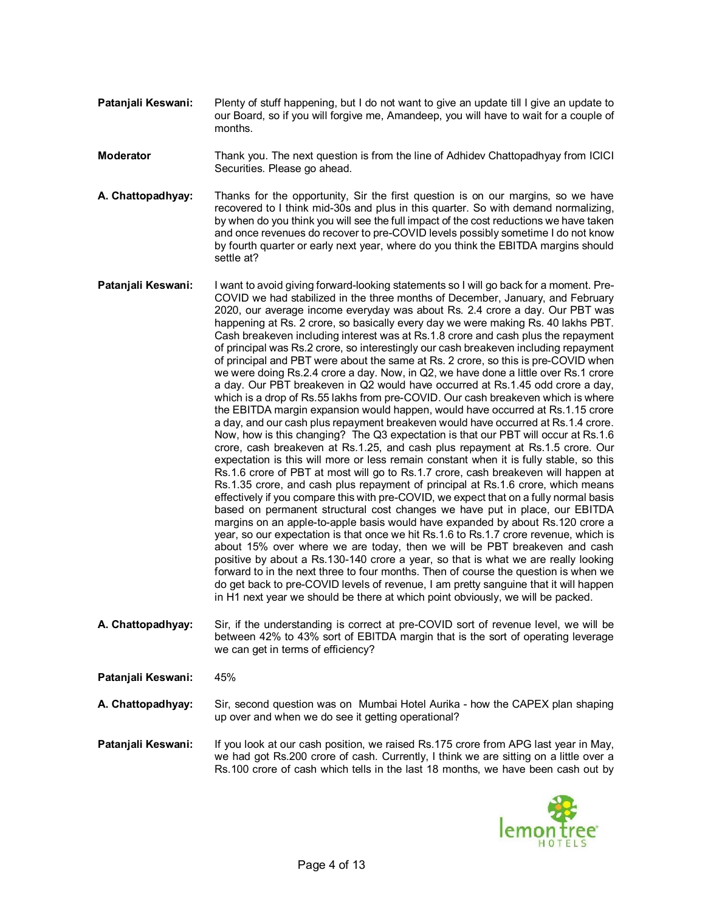**Patanjali Keswani:** Plenty of stuff happening, but I do not want to give an update till I give an update to our Board, so if you will forgive me, Amandeep, you will have to wait for a couple of months.

**Moderator** Thank you. The next question is from the line of Adhidev Chattopadhyay from ICICI Securities. Please go ahead.

**A. Chattopadhyay:** Thanks for the opportunity, Sir the first question is on our margins, so we have recovered to I think mid-30s and plus in this quarter. So with demand normalizing, by when do you think you will see the full impact of the cost reductions we have taken and once revenues do recover to pre-COVID levels possibly sometime I do not know by fourth quarter or early next year, where do you think the EBITDA margins should settle at?

**Patanjali Keswani:** I want to avoid giving forward-looking statements so I will go back for a moment. Pre-COVID we had stabilized in the three months of December, January, and February 2020, our average income everyday was about Rs. 2.4 crore a day. Our PBT was happening at Rs. 2 crore, so basically every day we were making Rs. 40 lakhs PBT. Cash breakeven including interest was at Rs.1.8 crore and cash plus the repayment of principal was Rs.2 crore, so interestingly our cash breakeven including repayment of principal and PBT were about the same at Rs. 2 crore, so this is pre-COVID when we were doing Rs.2.4 crore a day. Now, in Q2, we have done a little over Rs.1 crore a day. Our PBT breakeven in Q2 would have occurred at Rs.1.45 odd crore a day, which is a drop of Rs.55 lakhs from pre-COVID. Our cash breakeven which is where the EBITDA margin expansion would happen, would have occurred at Rs.1.15 crore a day, and our cash plus repayment breakeven would have occurred at Rs.1.4 crore. Now, how is this changing? The Q3 expectation is that our PBT will occur at Rs.1.6 crore, cash breakeven at Rs.1.25, and cash plus repayment at Rs.1.5 crore. Our expectation is this will more or less remain constant when it is fully stable, so this Rs.1.6 crore of PBT at most will go to Rs.1.7 crore, cash breakeven will happen at Rs.1.35 crore, and cash plus repayment of principal at Rs.1.6 crore, which means effectively if you compare this with pre-COVID, we expect that on a fully normal basis based on permanent structural cost changes we have put in place, our EBITDA margins on an apple-to-apple basis would have expanded by about Rs.120 crore a year, so our expectation is that once we hit Rs.1.6 to Rs.1.7 crore revenue, which is about 15% over where we are today, then we will be PBT breakeven and cash positive by about a Rs.130-140 crore a year, so that is what we are really looking forward to in the next three to four months. Then of course the question is when we do get back to pre-COVID levels of revenue, I am pretty sanguine that it will happen in H1 next year we should be there at which point obviously, we will be packed.

**A. Chattopadhyay:** Sir, if the understanding is correct at pre-COVID sort of revenue level, we will be between 42% to 43% sort of EBITDA margin that is the sort of operating leverage we can get in terms of efficiency?

**Patanjali Keswani:** 45%

**A. Chattopadhyay:** Sir, second question was on Mumbai Hotel Aurika - how the CAPEX plan shaping up over and when we do see it getting operational?

**Patanjali Keswani:** If you look at our cash position, we raised Rs.175 crore from APG last year in May, we had got Rs.200 crore of cash. Currently, I think we are sitting on a little over a Rs.100 crore of cash which tells in the last 18 months, we have been cash out by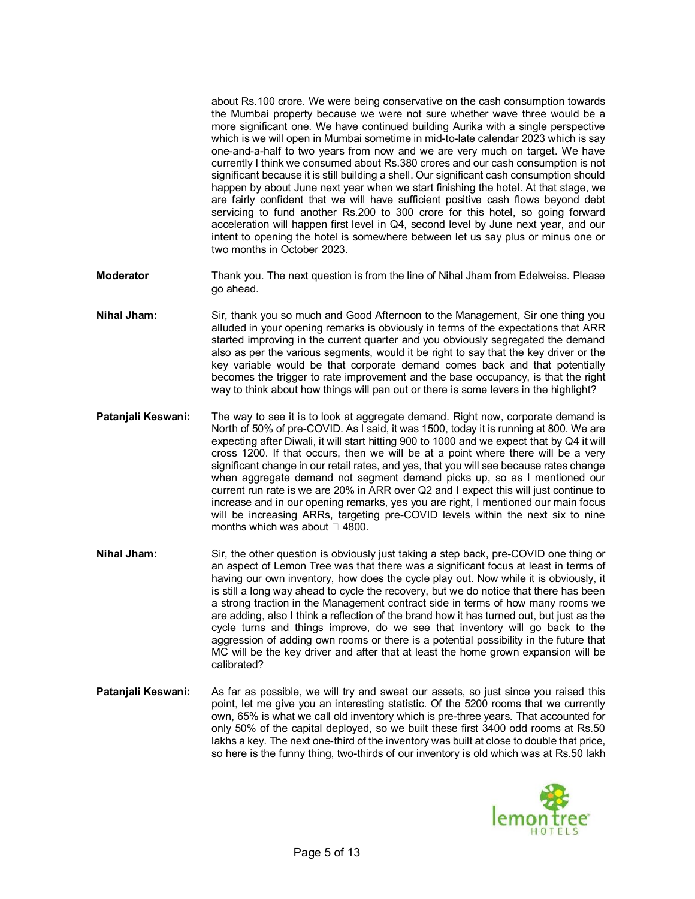about Rs.100 crore. We were being conservative on the cash consumption towards the Mumbai property because we were not sure whether wave three would be a more significant one. We have continued building Aurika with a single perspective which is we will open in Mumbai sometime in mid-to-late calendar 2023 which is say one-and-a-half to two years from now and we are very much on target. We have currently I think we consumed about Rs.380 crores and our cash consumption is not significant because it is still building a shell. Our significant cash consumption should happen by about June next year when we start finishing the hotel. At that stage, we are fairly confident that we will have sufficient positive cash flows beyond debt servicing to fund another Rs.200 to 300 crore for this hotel, so going forward acceleration will happen first level in Q4, second level by June next year, and our intent to opening the hotel is somewhere between let us say plus or minus one or two months in October 2023.

**Moderator** Thank you. The next question is from the line of Nihal Jham from Edelweiss. Please go ahead.

**Nihal Jham:** Sir, thank you so much and Good Afternoon to the Management, Sir one thing you alluded in your opening remarks is obviously in terms of the expectations that ARR started improving in the current quarter and you obviously segregated the demand also as per the various segments, would it be right to say that the key driver or the key variable would be that corporate demand comes back and that potentially becomes the trigger to rate improvement and the base occupancy, is that the right way to think about how things will pan out or there is some levers in the highlight?

**Patanjali Keswani:** The way to see it is to look at aggregate demand. Right now, corporate demand is North of 50% of pre-COVID. As I said, it was 1500, today it is running at 800. We are expecting after Diwali, it will start hitting 900 to 1000 and we expect that by Q4 it will cross 1200. If that occurs, then we will be at a point where there will be a very significant change in our retail rates, and yes, that you will see because rates change when aggregate demand not segment demand picks up, so as I mentioned our current run rate is we are 20% in ARR over Q2 and I expect this will just continue to increase and in our opening remarks, yes you are right, I mentioned our main focus will be increasing ARRs, targeting pre-COVID levels within the next six to nine months which was about ₹ 4800.

**Nihal Jham:** Sir, the other question is obviously just taking a step back, pre-COVID one thing or an aspect of Lemon Tree was that there was a significant focus at least in terms of having our own inventory, how does the cycle play out. Now while it is obviously, it is still a long way ahead to cycle the recovery, but we do notice that there has been a strong traction in the Management contract side in terms of how many rooms we are adding, also I think a reflection of the brand how it has turned out, but just as the cycle turns and things improve, do we see that inventory will go back to the aggression of adding own rooms or there is a potential possibility in the future that MC will be the key driver and after that at least the home grown expansion will be calibrated?

**Patanjali Keswani:** As far as possible, we will try and sweat our assets, so just since you raised this point, let me give you an interesting statistic. Of the 5200 rooms that we currently own, 65% is what we call old inventory which is pre-three years. That accounted for only 50% of the capital deployed, so we built these first 3400 odd rooms at Rs.50 lakhs a key. The next one-third of the inventory was built at close to double that price, so here is the funny thing, two-thirds of our inventory is old which was at Rs.50 lakh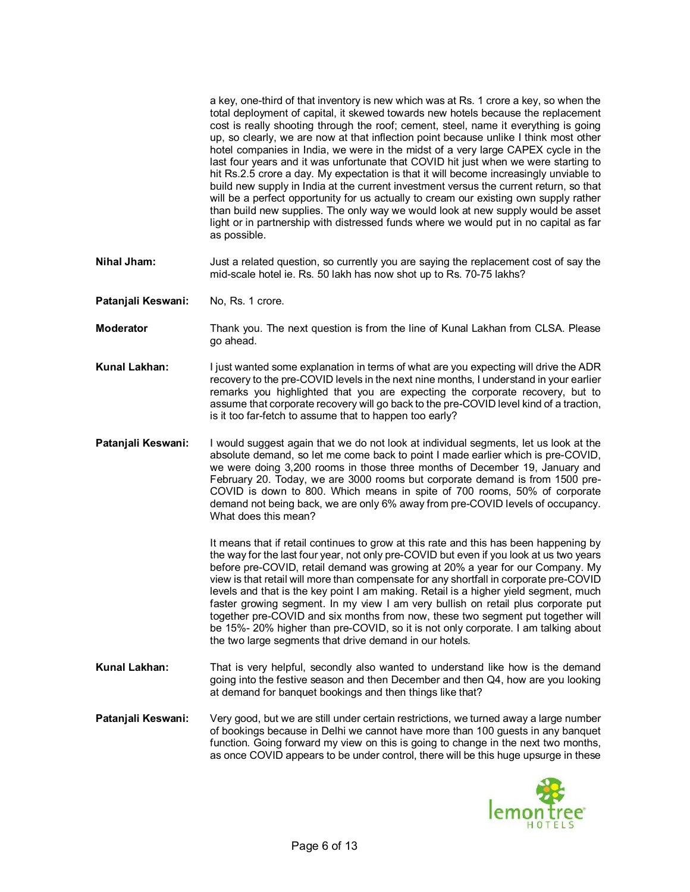a key, one-third of that inventory is new which was at Rs. 1 crore a key, so when the total deployment of capital, it skewed towards new hotels because the replacement cost is really shooting through the roof; cement, steel, name it everything is going up, so clearly, we are now at that inflection point because unlike I think most other hotel companies in India, we were in the midst of a very large CAPEX cycle in the last four years and it was unfortunate that COVID hit just when we were starting to hit Rs.2.5 crore a day. My expectation is that it will become increasingly unviable to build new supply in India at the current investment versus the current return, so that will be a perfect opportunity for us actually to cream our existing own supply rather than build new supplies. The only way we would look at new supply would be asset light or in partnership with distressed funds where we would put in no capital as far as possible.

**Nihal Jham:** Just a related question, so currently you are saying the replacement cost of say the mid-scale hotel ie. Rs. 50 lakh has now shot up to Rs. 70-75 lakhs?

**Patanjali Keswani:** No, Rs. 1 crore.

**Moderator** Thank you. The next question is from the line of Kunal Lakhan from CLSA. Please go ahead.

**Kunal Lakhan:** I just wanted some explanation in terms of what are you expecting will drive the ADR recovery to the pre-COVID levels in the next nine months, I understand in your earlier remarks you highlighted that you are expecting the corporate recovery, but to assume that corporate recovery will go back to the pre-COVID level kind of a traction, is it too far-fetch to assume that to happen too early?

**Patanjali Keswani:** I would suggest again that we do not look at individual segments, let us look at the absolute demand, so let me come back to point I made earlier which is pre-COVID, we were doing 3,200 rooms in those three months of December 19, January and February 20. Today, we are 3000 rooms but corporate demand is from 1500 pre-COVID is down to 800. Which means in spite of 700 rooms, 50% of corporate demand not being back, we are only 6% away from pre-COVID levels of occupancy. What does this mean?

It means that if retail continues to grow at this rate and this has been happening by the way for the last four year, not only pre-COVID but even if you look at us two years before pre-COVID, retail demand was growing at 20% a year for our Company. My view is that retail will more than compensate for any shortfall in corporate pre-COVID levels and that is the key point I am making. Retail is a higher yield segment, much faster growing segment. In my view I am very bullish on retail plus corporate put together pre-COVID and six months from now, these two segment put together will be 15%- 20% higher than pre-COVID, so it is not only corporate. I am talking about the two large segments that drive demand in our hotels.

**Kunal Lakhan:** That is very helpful, secondly also wanted to understand like how is the demand going into the festive season and then December and then Q4, how are you looking at demand for banquet bookings and then things like that?

**Patanjali Keswani:** Very good, but we are still under certain restrictions, we turned away a large number of bookings because in Delhi we cannot have more than 100 guests in any banquet function. Going forward my view on this is going to change in the next two months, as once COVID appears to be under control, there will be this huge upsurge in these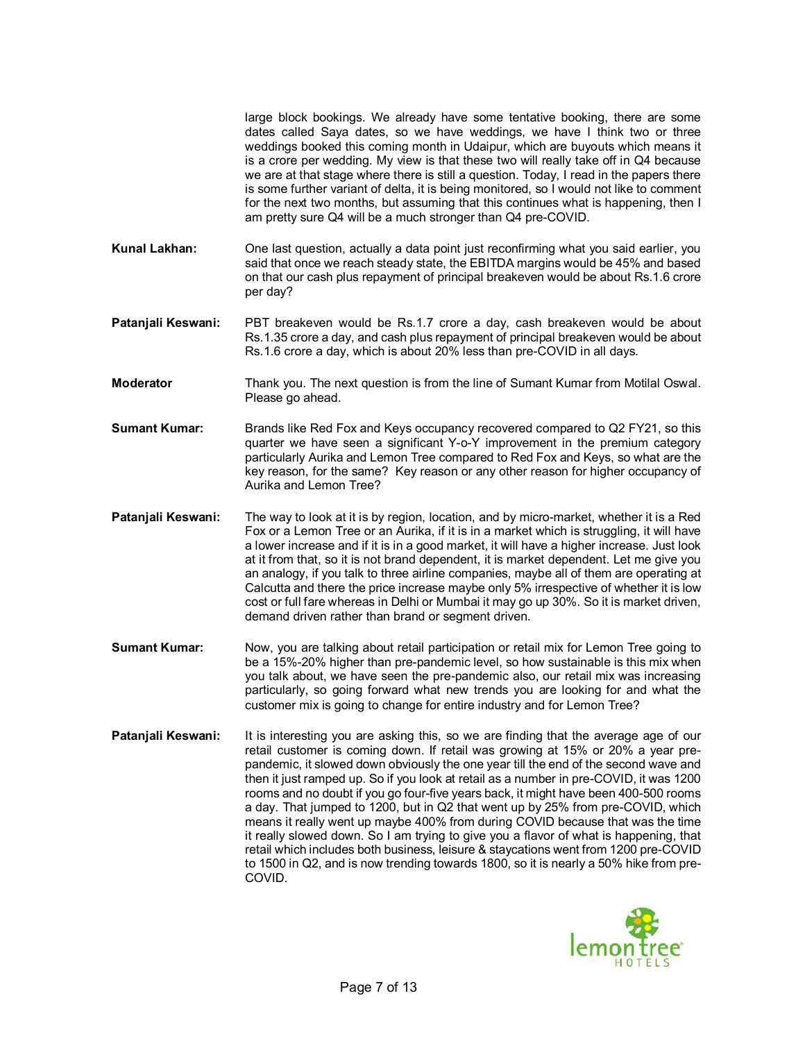large block bookings. We already have some tentative booking, there are some dates called Saya dates, so we have weddings, we have I think two or three weddings booked this coming month in Udaipur, which are buyouts which means it is a crore per wedding. My view is that these two will really take off in Q4 because we are at that stage where there is still a question. Today, I read in the papers there is some further variant of delta, it is being monitored, so I would not like to comment for the next two months, but assuming that this continues what is happening, then I am pretty sure Q4 will be a much stronger than Q4 pre-COVID.

**Kunal Lakhan:** One last question, actually a data point just reconfirming what you said earlier, you said that once we reach steady state, the EBITDA margins would be 45% and based on that our cash plus repayment of principal breakeven would be about Rs.1.6 crore per day?

**Patanjali Keswani:** PBT breakeven would be Rs.1.7 crore a day, cash breakeven would be about Rs.1.35 crore a day, and cash plus repayment of principal breakeven would be about Rs.1.6 crore a day, which is about 20% less than pre-COVID in all days.

**Moderator** Thank you. The next question is from the line of Sumant Kumar from Motilal Oswal. Please go ahead.

**Sumant Kumar:** Brands like Red Fox and Keys occupancy recovered compared to Q2 FY21, so this quarter we have seen a significant Y-o-Y improvement in the premium category particularly Aurika and Lemon Tree compared to Red Fox and Keys, so what are the key reason, for the same? Key reason or any other reason for higher occupancy of Aurika and Lemon Tree?

**Patanjali Keswani:** The way to look at it is by region, location, and by micro-market, whether it is a Red Fox or a Lemon Tree or an Aurika, if it is in a market which is struggling, it will have a lower increase and if it is in a good market, it will have a higher increase. Just look at it from that, so it is not brand dependent, it is market dependent. Let me give you an analogy, if you talk to three airline companies, maybe all of them are operating at Calcutta and there the price increase maybe only 5% irrespective of whether it is low cost or full fare whereas in Delhi or Mumbai it may go up 30%. So it is market driven, demand driven rather than brand or segment driven.

**Sumant Kumar:** Now, you are talking about retail participation or retail mix for Lemon Tree going to be a 15%-20% higher than pre-pandemic level, so how sustainable is this mix when you talk about, we have seen the pre-pandemic also, our retail mix was increasing particularly, so going forward what new trends you are looking for and what the customer mix is going to change for entire industry and for Lemon Tree?

**Patanjali Keswani:** It is interesting you are asking this, so we are finding that the average age of our retail customer is coming down. If retail was growing at 15% or 20% a year pre-pandemic, it slowed down obviously the one year till the end of the second wave and then it just ramped up. So if you look at retail as a number in pre-COVID, it was 1200 rooms and no doubt if you go four-five years back, it might have been 400-500 rooms a day. That jumped to 1200, but in Q2 that went up by 25% from pre-COVID, which means it really went up maybe 400% from during COVID because that was the time it really slowed down. So I am trying to give you a flavor of what is happening, that retail which includes both business, leisure & staycations went from 1200 pre-COVID to 1500 in Q2, and is now trending towards 1800, so it is nearly a 50% hike from pre-COVID.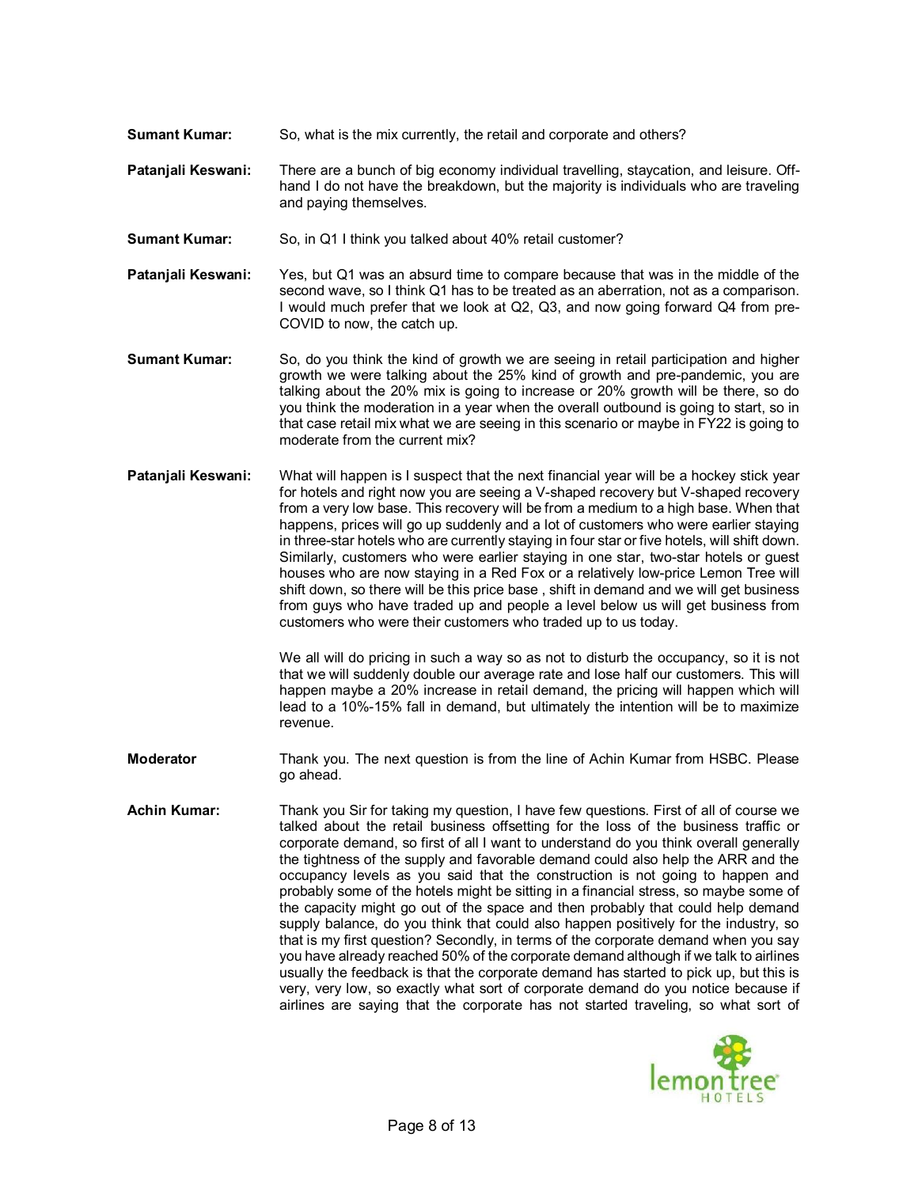**Sumant Kumar:** So, what is the mix currently, the retail and corporate and others?

**Patanjali Keswani:** There are a bunch of big economy individual travelling, staycation, and leisure. Off-hand I do not have the breakdown, but the majority is individuals who are traveling and paying themselves.

**Sumant Kumar:** So, in Q1 I think you talked about 40% retail customer?

**Patanjali Keswani:** Yes, but Q1 was an absurd time to compare because that was in the middle of the second wave, so I think Q1 has to be treated as an aberration, not as a comparison. I would much prefer that we look at Q2, Q3, and now going forward Q4 from pre-COVID to now, the catch up.

**Sumant Kumar:** So, do you think the kind of growth we are seeing in retail participation and higher growth we were talking about the 25% kind of growth and pre-pandemic, you are talking about the 20% mix is going to increase or 20% growth will be there, so do you think the moderation in a year when the overall outbound is going to start, so in that case retail mix what we are seeing in this scenario or maybe in FY22 is going to moderate from the current mix?

**Patanjali Keswani:** What will happen is I suspect that the next financial year will be a hockey stick year for hotels and right now you are seeing a V-shaped recovery but V-shaped recovery from a very low base. This recovery will be from a medium to a high base. When that happens, prices will go up suddenly and a lot of customers who were earlier staying in three-star hotels who are currently staying in four star or five hotels, will shift down. Similarly, customers who were earlier staying in one star, two-star hotels or guest houses who are now staying in a Red Fox or a relatively low-price Lemon Tree will shift down, so there will be this price base , shift in demand and we will get business from guys who have traded up and people a level below us will get business from customers who were their customers who traded up to us today.

We all will do pricing in such a way so as not to disturb the occupancy, so it is not that we will suddenly double our average rate and lose half our customers. This will happen maybe a 20% increase in retail demand, the pricing will happen which will lead to a 10%-15% fall in demand, but ultimately the intention will be to maximize revenue.

**Moderator** Thank you. The next question is from the line of Achin Kumar from HSBC. Please go ahead.

**Achin Kumar:** Thank you Sir for taking my question, I have few questions. First of all of course we talked about the retail business offsetting for the loss of the business traffic or corporate demand, so first of all I want to understand do you think overall generally the tightness of the supply and favorable demand could also help the ARR and the occupancy levels as you said that the construction is not going to happen and probably some of the hotels might be sitting in a financial stress, so maybe some of the capacity might go out of the space and then probably that could help demand supply balance, do you think that could also happen positively for the industry, so that is my first question? Secondly, in terms of the corporate demand when you say you have already reached 50% of the corporate demand although if we talk to airlines usually the feedback is that the corporate demand has started to pick up, but this is very, very low, so exactly what sort of corporate demand do you notice because if airlines are saying that the corporate has not started traveling, so what sort of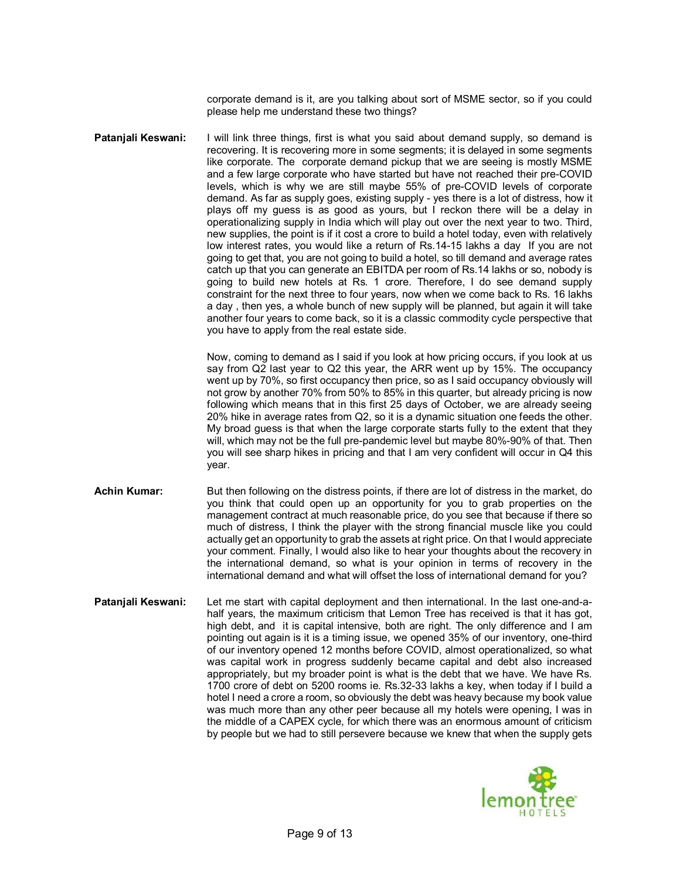corporate demand is it, are you talking about sort of MSME sector, so if you could please help me understand these two things?

**Patanjali Keswani:** I will link three things, first is what you said about demand supply, so demand is recovering. It is recovering more in some segments; it is delayed in some segments like corporate. The corporate demand pickup that we are seeing is mostly MSME and a few large corporate who have started but have not reached their pre-COVID levels, which is why we are still maybe 55% of pre-COVID levels of corporate demand. As far as supply goes, existing supply - yes there is a lot of distress, how it plays off my guess is as good as yours, but I reckon there will be a delay in operationalizing supply in India which will play out over the next year to two. Third, new supplies, the point is if it cost a crore to build a hotel today, even with relatively low interest rates, you would like a return of Rs.14-15 lakhs a day If you are not going to get that, you are not going to build a hotel, so till demand and average rates catch up that you can generate an EBITDA per room of Rs.14 lakhs or so, nobody is going to build new hotels at Rs. 1 crore. Therefore, I do see demand supply constraint for the next three to four years, now when we come back to Rs. 16 lakhs a day , then yes, a whole bunch of new supply will be planned, but again it will take another four years to come back, so it is a classic commodity cycle perspective that you have to apply from the real estate side.

Now, coming to demand as I said if you look at how pricing occurs, if you look at us say from Q2 last year to Q2 this year, the ARR went up by 15%. The occupancy went up by 70%, so first occupancy then price, so as I said occupancy obviously will not grow by another 70% from 50% to 85% in this quarter, but already pricing is now following which means that in this first 25 days of October, we are already seeing 20% hike in average rates from Q2, so it is a dynamic situation one feeds the other. My broad guess is that when the large corporate starts fully to the extent that they will, which may not be the full pre-pandemic level but maybe 80%-90% of that. Then you will see sharp hikes in pricing and that I am very confident will occur in Q4 this year.

**Achin Kumar:** But then following on the distress points, if there are lot of distress in the market, do you think that could open up an opportunity for you to grab properties on the management contract at much reasonable price, do you see that because if there so much of distress, I think the player with the strong financial muscle like you could actually get an opportunity to grab the assets at right price. On that I would appreciate your comment. Finally, I would also like to hear your thoughts about the recovery in the international demand, so what is your opinion in terms of recovery in the international demand and what will offset the loss of international demand for you?

**Patanjali Keswani:** Let me start with capital deployment and then international. In the last one-and-a-half years, the maximum criticism that Lemon Tree has received is that it has got, high debt, and it is capital intensive, both are right. The only difference and I am pointing out again is it is a timing issue, we opened 35% of our inventory, one-third of our inventory opened 12 months before COVID, almost operationalized, so what was capital work in progress suddenly became capital and debt also increased appropriately, but my broader point is what is the debt that we have. We have Rs. 1700 crore of debt on 5200 rooms ie. Rs.32-33 lakhs a key, when today if I build a hotel I need a crore a room, so obviously the debt was heavy because my book value was much more than any other peer because all my hotels were opening, I was in the middle of a CAPEX cycle, for which there was an enormous amount of criticism by people but we had to still persevere because we knew that when the supply gets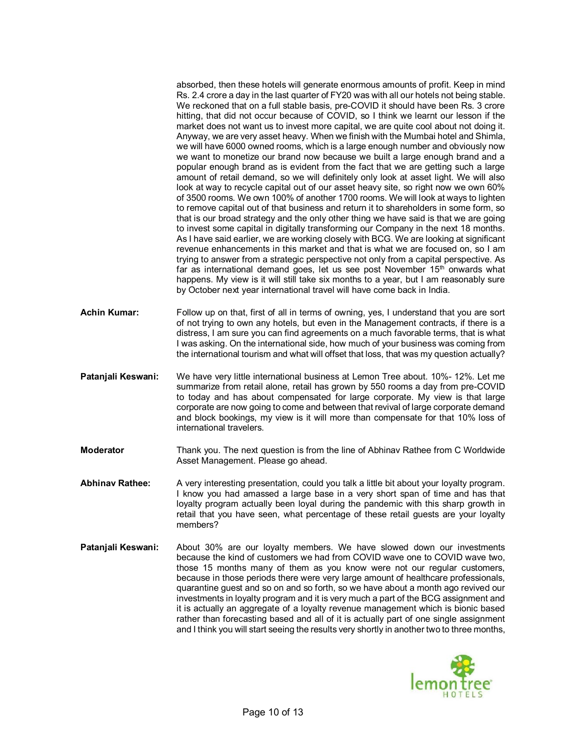absorbed, then these hotels will generate enormous amounts of profit. Keep in mind Rs. 2.4 crore a day in the last quarter of FY20 was with all our hotels not being stable. We reckoned that on a full stable basis, pre-COVID it should have been Rs. 3 crore hitting, that did not occur because of COVID, so I think we learnt our lesson if the market does not want us to invest more capital, we are quite cool about not doing it. Anyway, we are very asset heavy. When we finish with the Mumbai hotel and Shimla, we will have 6000 owned rooms, which is a large enough number and obviously now we want to monetize our brand now because we built a large enough brand and a popular enough brand as is evident from the fact that we are getting such a large amount of retail demand, so we will definitely only look at asset light. We will also look at way to recycle capital out of our asset heavy site, so right now we own 60% of 3500 rooms. We own 100% of another 1700 rooms. We will look at ways to lighten to remove capital out of that business and return it to shareholders in some form, so that is our broad strategy and the only other thing we have said is that we are going to invest some capital in digitally transforming our Company in the next 18 months. As I have said earlier, we are working closely with BCG. We are looking at significant revenue enhancements in this market and that is what we are focused on, so I am trying to answer from a strategic perspective not only from a capital perspective. As far as international demand goes, let us see post November 15th onwards what happens. My view is it will still take six months to a year, but I am reasonably sure by October next year international travel will have come back in India.

**Achin Kumar:** Follow up on that, first of all in terms of owning, yes, I understand that you are sort of not trying to own any hotels, but even in the Management contracts, if there is a distress, I am sure you can find agreements on a much favorable terms, that is what I was asking. On the international side, how much of your business was coming from the international tourism and what will offset that loss, that was my question actually?

**Patanjali Keswani:** We have very little international business at Lemon Tree about. 10%- 12%. Let me summarize from retail alone, retail has grown by 550 rooms a day from pre-COVID to today and has about compensated for large corporate. My view is that large corporate are now going to come and between that revival of large corporate demand and block bookings, my view is it will more than compensate for that 10% loss of international travelers.

**Moderator** Thank you. The next question is from the line of Abhinav Rathee from C Worldwide Asset Management. Please go ahead.

**Abhinav Rathee:** A very interesting presentation, could you talk a little bit about your loyalty program. I know you had amassed a large base in a very short span of time and has that loyalty program actually been loyal during the pandemic with this sharp growth in retail that you have seen, what percentage of these retail guests are your loyalty members?

**Patanjali Keswani:** About 30% are our loyalty members. We have slowed down our investments because the kind of customers we had from COVID wave one to COVID wave two, those 15 months many of them as you know were not our regular customers, because in those periods there were very large amount of healthcare professionals, quarantine guest and so on and so forth, so we have about a month ago revived our investments in loyalty program and it is very much a part of the BCG assignment and it is actually an aggregate of a loyalty revenue management which is bionic based rather than forecasting based and all of it is actually part of one single assignment and I think you will start seeing the results very shortly in another two to three months,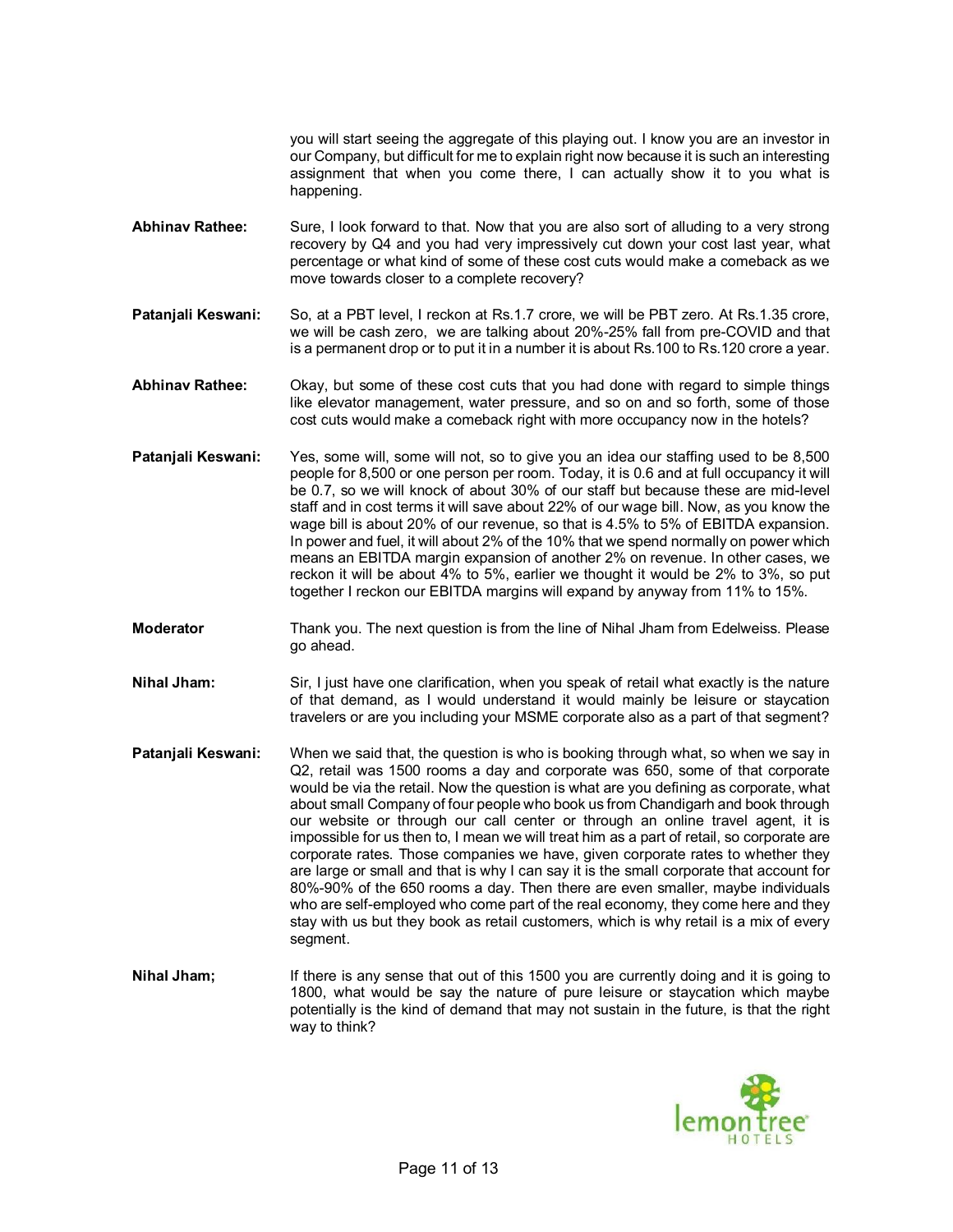you will start seeing the aggregate of this playing out. I know you are an investor in our Company, but difficult for me to explain right now because it is such an interesting assignment that when you come there, I can actually show it to you what is happening.

**Abhinav Rathee:** Sure, I look forward to that. Now that you are also sort of alluding to a very strong recovery by Q4 and you had very impressively cut down your cost last year, what percentage or what kind of some of these cost cuts would make a comeback as we move towards closer to a complete recovery?

**Patanjali Keswani:** So, at a PBT level, I reckon at Rs.1.7 crore, we will be PBT zero. At Rs.1.35 crore, we will be cash zero, we are talking about 20%-25% fall from pre-COVID and that is a permanent drop or to put it in a number it is about Rs.100 to Rs.120 crore a year.

**Abhinav Rathee:** Okay, but some of these cost cuts that you had done with regard to simple things like elevator management, water pressure, and so on and so forth, some of those cost cuts would make a comeback right with more occupancy now in the hotels?

**Patanjali Keswani:** Yes, some will, some will not, so to give you an idea our staffing used to be 8,500 people for 8,500 or one person per room. Today, it is 0.6 and at full occupancy it will be 0.7, so we will knock of about 30% of our staff but because these are mid-level staff and in cost terms it will save about 22% of our wage bill. Now, as you know the wage bill is about 20% of our revenue, so that is 4.5% to 5% of EBITDA expansion. In power and fuel, it will about 2% of the 10% that we spend normally on power which means an EBITDA margin expansion of another 2% on revenue. In other cases, we reckon it will be about 4% to 5%, earlier we thought it would be 2% to 3%, so put together I reckon our EBITDA margins will expand by anyway from 11% to 15%.

**Moderator** Thank you. The next question is from the line of Nihal Jham from Edelweiss. Please go ahead.

**Nihal Jham:** Sir, I just have one clarification, when you speak of retail what exactly is the nature of that demand, as I would understand it would mainly be leisure or staycation travelers or are you including your MSME corporate also as a part of that segment?

**Patanjali Keswani:** When we said that, the question is who is booking through what, so when we say in Q2, retail was 1500 rooms a day and corporate was 650, some of that corporate would be via the retail. Now the question is what are you defining as corporate, what about small Company of four people who book us from Chandigarh and book through our website or through our call center or through an online travel agent, it is impossible for us then to, I mean we will treat him as a part of retail, so corporate are corporate rates. Those companies we have, given corporate rates to whether they are large or small and that is why I can say it is the small corporate that account for 80%-90% of the 650 rooms a day. Then there are even smaller, maybe individuals who are self-employed who come part of the real economy, they come here and they stay with us but they book as retail customers, which is why retail is a mix of every segment.

**Nihal Jham;** If there is any sense that out of this 1500 you are currently doing and it is going to 1800, what would be say the nature of pure leisure or staycation which maybe potentially is the kind of demand that may not sustain in the future, is that the right way to think?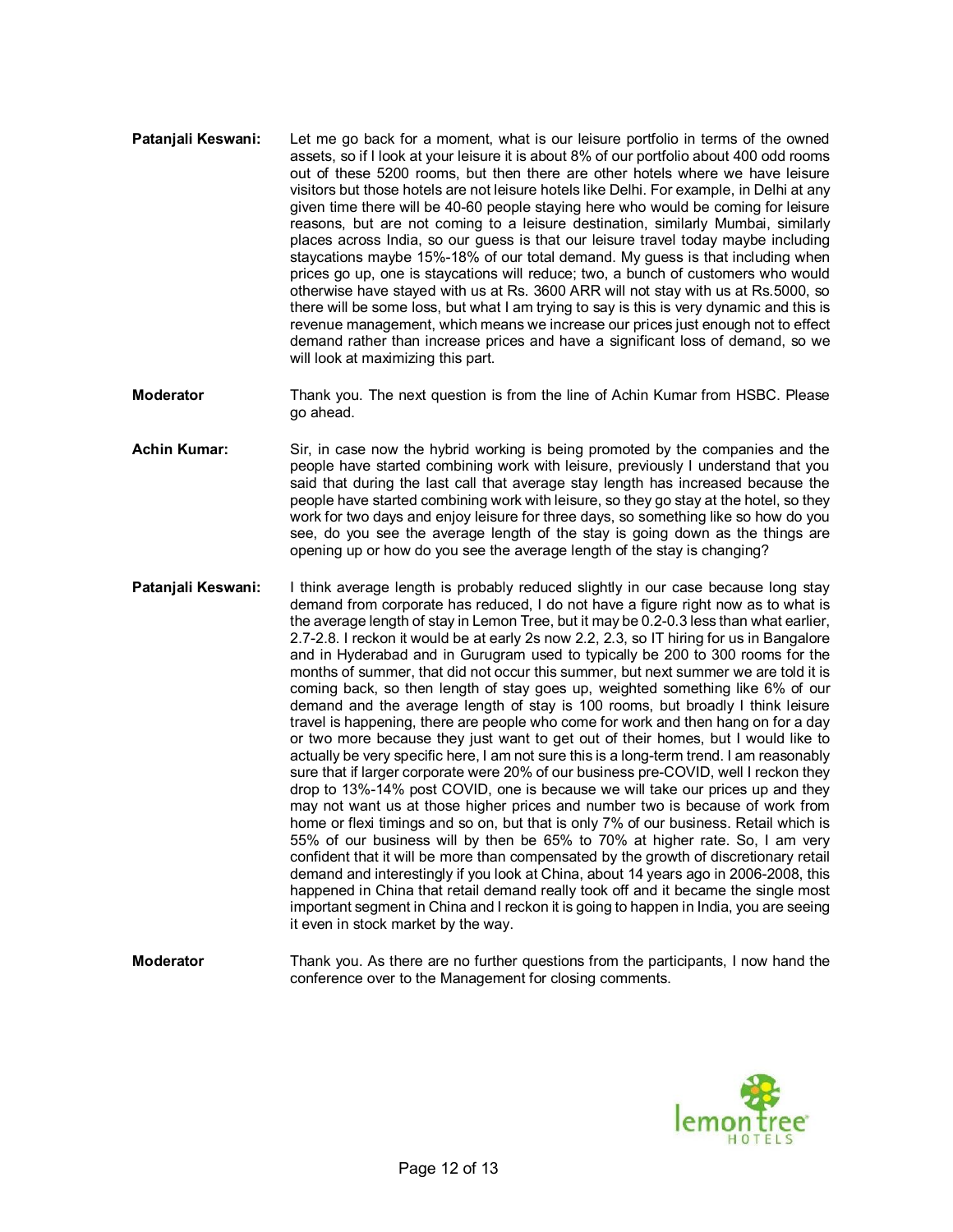**Patanjali Keswani:** Let me go back for a moment, what is our leisure portfolio in terms of the owned assets, so if I look at your leisure it is about 8% of our portfolio about 400 odd rooms out of these 5200 rooms, but then there are other hotels where we have leisure visitors but those hotels are not leisure hotels like Delhi. For example, in Delhi at any given time there will be 40-60 people staying here who would be coming for leisure reasons, but are not coming to a leisure destination, similarly Mumbai, similarly places across India, so our guess is that our leisure travel today maybe including staycations maybe 15%-18% of our total demand. My guess is that including when prices go up, one is staycations will reduce; two, a bunch of customers who would otherwise have stayed with us at Rs. 3600 ARR will not stay with us at Rs.5000, so there will be some loss, but what I am trying to say is this is very dynamic and this is revenue management, which means we increase our prices just enough not to effect demand rather than increase prices and have a significant loss of demand, so we will look at maximizing this part.

**Moderator** Thank you. The next question is from the line of Achin Kumar from HSBC. Please go ahead.

**Achin Kumar:** Sir, in case now the hybrid working is being promoted by the companies and the people have started combining work with leisure, previously I understand that you said that during the last call that average stay length has increased because the people have started combining work with leisure, so they go stay at the hotel, so they work for two days and enjoy leisure for three days, so something like so how do you see, do you see the average length of the stay is going down as the things are opening up or how do you see the average length of the stay is changing?

**Patanjali Keswani:** I think average length is probably reduced slightly in our case because long stay demand from corporate has reduced, I do not have a figure right now as to what is the average length of stay in Lemon Tree, but it may be 0.2-0.3 less than what earlier, 2.7-2.8. I reckon it would be at early 2s now 2.2, 2.3, so IT hiring for us in Bangalore and in Hyderabad and in Gurugram used to typically be 200 to 300 rooms for the months of summer, that did not occur this summer, but next summer we are told it is coming back, so then length of stay goes up, weighted something like 6% of our demand and the average length of stay is 100 rooms, but broadly I think leisure travel is happening, there are people who come for work and then hang on for a day or two more because they just want to get out of their homes, but I would like to actually be very specific here, I am not sure this is a long-term trend. I am reasonably sure that if larger corporate were 20% of our business pre-COVID, well I reckon they drop to 13%-14% post COVID, one is because we will take our prices up and they may not want us at those higher prices and number two is because of work from home or flexi timings and so on, but that is only 7% of our business. Retail which is 55% of our business will by then be 65% to 70% at higher rate. So, I am very confident that it will be more than compensated by the growth of discretionary retail demand and interestingly if you look at China, about 14 years ago in 2006-2008, this happened in China that retail demand really took off and it became the single most important segment in China and I reckon it is going to happen in India, you are seeing it even in stock market by the way.

**Moderator** Thank you. As there are no further questions from the participants, I now hand the conference over to the Management for closing comments.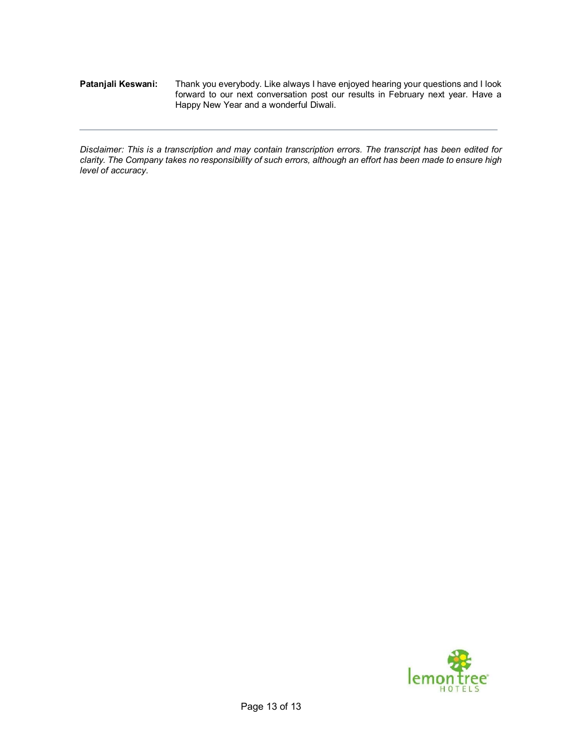**Patanjali Keswani:** Thank you everybody. Like always I have enjoyed hearing your questions and I look forward to our next conversation post our results in February next year. Have a Happy New Year and a wonderful Diwali.

---

*Disclaimer: This is a transcription and may contain transcription errors. The transcript has been edited for clarity. The Company takes no responsibility of such errors, although an effort has been made to ensure high level of accuracy.*